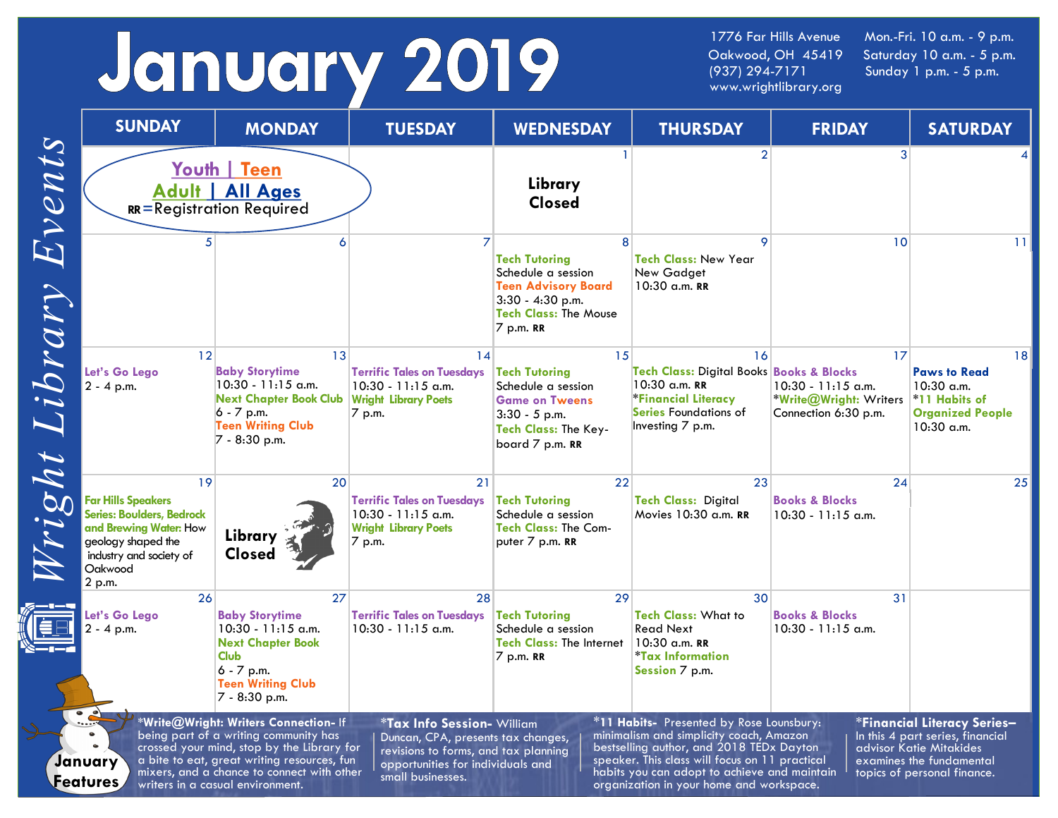# January 2019

1776 Far Hills Avenue
Oakwood, OH 45419
(937) 294-7171
www.wrightlibrary.org

Mon.-Fri. 10 a.m. - 9 p.m.
Saturday 10 a.m. - 5 p.m.
Sunday 1 p.m. - 5 p.m.

## Wright Library Events

Youth | Teen
Adult | All Ages
RR=Registration Required

| SUNDAY | MONDAY | TUESDAY | WEDNESDAY | THURSDAY | FRIDAY | SATURDAY |
|---|---|---|---|---|---|---|
| | | | 1<br>Library Closed | 2 | 3 | 4 |
| 5 | 6 | 7 | 8<br>**Tech Tutoring** Schedule a session<br>**Teen Advisory Board** 3:30 - 4:30 p.m.<br>**Tech Class:** The Mouse 7 p.m. RR | 9<br>**Tech Class:** New Year New Gadget 10:30 a.m. RR | 10 | 11 |
| 12<br>**Let's Go Lego** 2 - 4 p.m. | 13<br>**Baby Storytime** 10:30 - 11:15 a.m.<br>**Next Chapter Book Club** 6 - 7 p.m.<br>**Teen Writing Club** 7 - 8:30 p.m. | 14<br>**Terrific Tales on Tuesdays** 10:30 - 11:15 a.m.<br>**Wright Library Poets** 7 p.m. | 15<br>**Tech Tutoring** Schedule a session<br>**Game on Tweens** 3:30 - 5 p.m.<br>**Tech Class:** The Key-board 7 p.m. RR | 16<br>**Tech Class:** Digital Books 10:30 a.m. RR<br>***Financial Literacy Series** Foundations of Investing 7 p.m. | 17<br>**Books & Blocks** 10:30 - 11:15 a.m.<br>***Write@Wright:** Writers Connection 6:30 p.m. | 18<br>**Paws to Read** 10:30 a.m.<br>***11 Habits of Organized People** 10:30 a.m. |
| 19<br>**Far Hills Speakers Series: Boulders, Bedrock and Brewing Water:** How geology shaped the industry and society of Oakwood 2 p.m. | 20<br>Library Closed | 21<br>**Terrific Tales on Tuesdays** 10:30 - 11:15 a.m.<br>**Wright Library Poets** 7 p.m. | 22<br>**Tech Tutoring** Schedule a session<br>**Tech Class:** The Com-puter 7 p.m. RR | 23<br>**Tech Class:** Digital Movies 10:30 a.m. RR | 24<br>**Books & Blocks** 10:30 - 11:15 a.m. | 25 |
| 26<br>**Let's Go Lego** 2 - 4 p.m. | 27<br>**Baby Storytime** 10:30 - 11:15 a.m.<br>**Next Chapter Book Club** 6 - 7 p.m.<br>**Teen Writing Club** 7 - 8:30 p.m. | 28<br>**Terrific Tales on Tuesdays** 10:30 - 11:15 a.m. | 29<br>**Tech Tutoring** Schedule a session<br>**Tech Class:** The Internet 7 p.m. RR | 30<br>**Tech Class:** What to Read Next 10:30 a.m. RR<br>***Tax Information Session** 7 p.m. | 31<br>**Books & Blocks** 10:30 - 11:15 a.m. | |

## January Features

***Write@Wright: Writers Connection-** If being part of a writing community has crossed your mind, stop by the Library for a bite to eat, great writing resources, fun mixers, and a chance to connect with other writers in a casual environment.

***Tax Info Session-** William Duncan, CPA, presents tax changes, revisions to forms, and tax planning opportunities for individuals and small businesses.

***11 Habits-** Presented by Rose Lounsbury: minimalism and simplicity coach, Amazon bestselling author, and 2018 TEDx Dayton speaker. This class will focus on 11 practical habits you can adopt to achieve and maintain organization in your home and workspace.

***Financial Literacy Series–** In this 4 part series, financial advisor Katie Mitakides examines the fundamental topics of personal finance.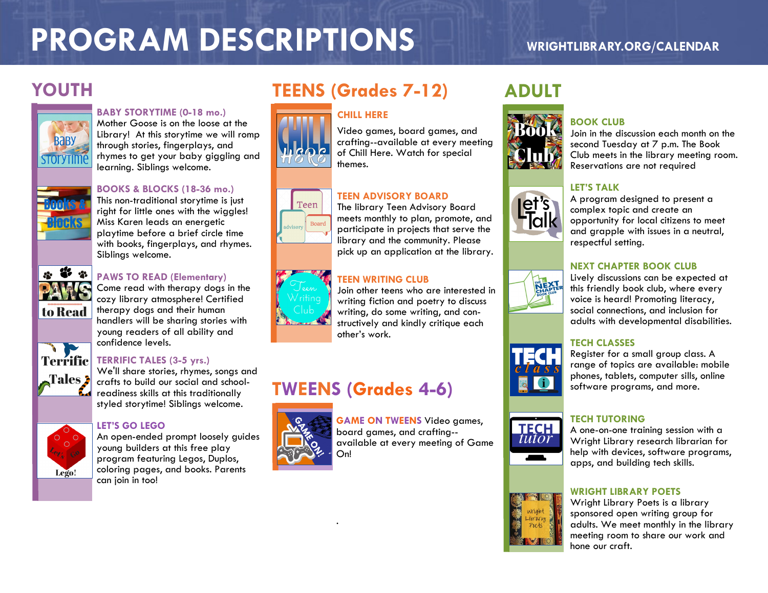# PROGRAM DESCRIPTIONS

WRIGHTLIBRARY.ORG/CALENDAR

## YOUTH

### BABY STORYTIME (0-18 mo.)

Mother Goose is on the loose at the Library! At this storytime we will romp through stories, fingerplays, and rhymes to get your baby giggling and learning. Siblings welcome.

### BOOKS & BLOCKS (18-36 mo.)

This non-traditional storytime is just right for little ones with the wiggles! Miss Karen leads an energetic playtime before a brief circle time with books, fingerplays, and rhymes. Siblings welcome.

### PAWS TO READ (Elementary)

Come read with therapy dogs in the cozy library atmosphere! Certified therapy dogs and their human handlers will be sharing stories with young readers of all ability and confidence levels.

### TERRIFIC TALES (3-5 yrs.)

We'll share stories, rhymes, songs and crafts to build our social and school-readiness skills at this traditionally styled storytime! Siblings welcome.

### LET'S GO LEGO

An open-ended prompt loosely guides young builders at this free play program featuring Legos, Duplos, coloring pages, and books. Parents can join in too!

## TEENS (Grades 7-12)

### CHILL HERE

Video games, board games, and crafting--available at every meeting of Chill Here. Watch for special themes.

### TEEN ADVISORY BOARD

The library Teen Advisory Board meets monthly to plan, promote, and participate in projects that serve the library and the community. Please pick up an application at the library.

### TEEN WRITING CLUB

Join other teens who are interested in writing fiction and poetry to discuss writing, do some writing, and constructively and kindly critique each other's work.

## TWEENS (Grades 4-6)

**GAME ON TWEENS** Video games, board games, and crafting--available at every meeting of Game On!

## ADULT

### BOOK CLUB

Join in the discussion each month on the second Tuesday at 7 p.m. The Book Club meets in the library meeting room. Reservations are not required

### LET'S TALK

A program designed to present a complex topic and create an opportunity for local citizens to meet and grapple with issues in a neutral, respectful setting.

### NEXT CHAPTER BOOK CLUB

Lively discussions can be expected at this friendly book club, where every voice is heard! Promoting literacy, social connections, and inclusion for adults with developmental disabilities.

### TECH CLASSES

Register for a small group class. A range of topics are available: mobile phones, tablets, computer sills, online software programs, and more.

### TECH TUTORING

A one-on-one training session with a Wright Library research librarian for help with devices, software programs, apps, and building tech skills.

### WRIGHT LIBRARY POETS

Wright Library Poets is a library sponsored open writing group for adults. We meet monthly in the library meeting room to share our work and hone our craft.